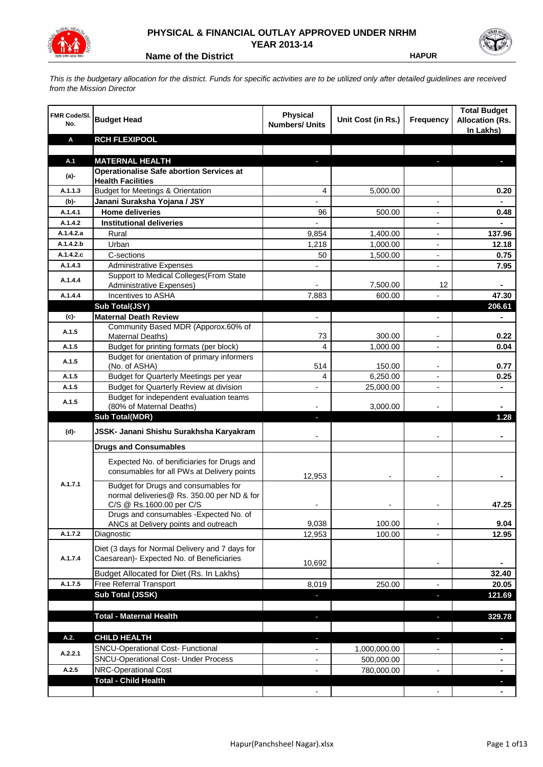# PHYSICAL & FINANCIAL OUTLAY APPROVED UNDER NRHM
## YEAR 2013-14

**Name of the District** **HAPUR**

*This is the budgetary allocation for the district. Funds for specific activities are to be utilized only after detailed guidelines are received from the Mission Director*

| FMR Code/Sl. No. | Budget Head | Physical Numbers/ Units | Unit Cost (in Rs.) | Frequency | Total Budget Allocation (Rs. In Lakhs) |
|---|---|---|---|---|---|
| **A** | **RCH FLEXIPOOL** | | | | |
| | | | | | |
| **A.1** | **MATERNAL HEALTH** | - | | - | - |
| **(a)-** | **Operationalise Safe abortion Services at Health Facilities** | | | | |
| A.1.1.3 | Budget for Meetings & Orientation | 4 | 5,000.00 | | 0.20 |
| **(b)-** | **Janani Suraksha Yojana / JSY** | - | | - | - |
| A.1.4.1 | **Home deliveries** | 96 | 500.00 | - | 0.48 |
| A.1.4.2 | **Institutional deliveries** | - | | - | - |
| A.1.4.2.a | Rural | 9,854 | 1,400.00 | - | 137.96 |
| A.1.4.2.b | Urban | 1,218 | 1,000.00 | - | 12.18 |
| A.1.4.2.c | C-sections | 50 | 1,500.00 | - | 0.75 |
| A.1.4.3 | Administrative Expenses | - | | - | 7.95 |
| A.1.4.4 | Support to Medical Colleges(From State Administrative Expenses) | - | 7,500.00 | 12 | - |
| A.1.4.4 | Incentives to ASHA | 7,883 | 600.00 | - | 47.30 |
| | **Sub Total(JSY)** | | | | **206.61** |
| **(c)-** | **Maternal Death Review** | - | | - | - |
| A.1.5 | Community Based MDR (Apporox.60% of Maternal Deaths) | 73 | 300.00 | - | 0.22 |
| A.1.5 | Budget for printing formats (per block) | 4 | 1,000.00 | - | 0.04 |
| A.1.5 | Budget for orientation of primary informers (No. of ASHA) | 514 | 150.00 | - | 0.77 |
| A.1.5 | Budget for Quarterly Meetings per year | 4 | 6,250.00 | - | 0.25 |
| A.1.5 | Budget for Quarterly Review at division | - | 25,000.00 | - | - |
| A.1.5 | Budget for independent evaluation teams (80% of Maternal Deaths) | - | 3,000.00 | - | - |
| | **Sub Total(MDR)** | - | | | **1.28** |
| **(d)-** | **JSSK- Janani Shishu Surakhsha Karyakram** | - | | - | - |
| | **Drugs and Consumables** | | | | |
| A.1.7.1 | Expected No. of benificiaries for Drugs and consumables for all PWs at Delivery points | 12,953 | - | - | - |
| | Budget for Drugs and consumables for normal deliveries@ Rs. 350.00 per ND & for C/S @ Rs.1600.00 per C/S | - | - | - | 47.25 |
| | Drugs and consumables -Expected No. of ANCs at Delivery points and outreach | 9,038 | 100.00 | - | 9.04 |
| A.1.7.2 | Diagnostic | 12,953 | 100.00 | - | 12.95 |
| A.1.7.4 | Diet (3 days for Normal Delivery and 7 days for Caesarean)- Expected No. of Beneficiaries | 10,692 | | - | - |
| | Budget Allocated for Diet (Rs. In Lakhs) | | | | 32.40 |
| A.1.7.5 | Free Referral Transport | 8,019 | 250.00 | - | 20.05 |
| | **Sub Total (JSSK)** | - | | - | **121.69** |
| | | | | | |
| | **Total - Maternal Health** | - | | - | **329.78** |
| | | | | | |
| **A.2.** | **CHILD HEALTH** | - | | - | - |
| A.2.2.1 | SNCU-Operational Cost- Functional | - | 1,000,000.00 | - | - |
| | SNCU-Operational Cost- Under Process | - | 500,000.00 | | - |
| A.2.5 | NRC-Operational Cost | - | 780,000.00 | - | - |
| | **Total - Child Health** | | | | - |
| | | - | | - | - |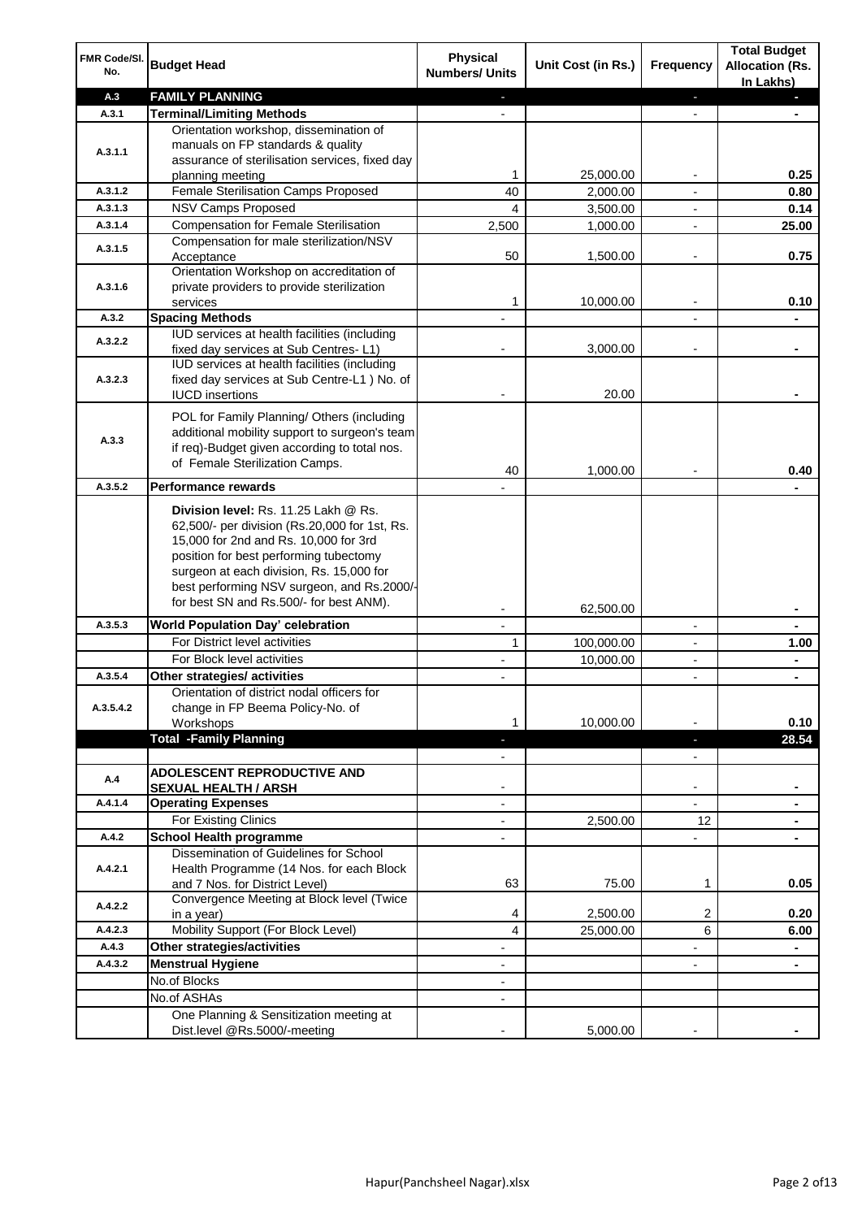| FMR Code/Sl. No. | Budget Head | Physical Numbers/ Units | Unit Cost (in Rs.) | Frequency | Total Budget Allocation (Rs. In Lakhs) |
|---|---|---|---|---|---|
| **A.3** | **FAMILY PLANNING** | - | | - | - |
| **A.3.1** | **Terminal/Limiting Methods** | - | | - | - |
| A.3.1.1 | Orientation workshop, dissemination of manuals on FP standards & quality assurance of sterilisation services, fixed day planning meeting | 1 | 25,000.00 | - | **0.25** |
| A.3.1.2 | Female Sterilisation Camps Proposed | 40 | 2,000.00 | - | **0.80** |
| A.3.1.3 | NSV Camps Proposed | 4 | 3,500.00 | - | **0.14** |
| A.3.1.4 | Compensation for Female Sterilisation | 2,500 | 1,000.00 | - | **25.00** |
| A.3.1.5 | Compensation for male sterilization/NSV Acceptance | 50 | 1,500.00 | - | **0.75** |
| A.3.1.6 | Orientation Workshop on accreditation of private providers to provide sterilization services | 1 | 10,000.00 | - | **0.10** |
| **A.3.2** | **Spacing Methods** | - | | - | - |
| A.3.2.2 | IUD services at health facilities (including fixed day services at Sub Centres- L1) | - | 3,000.00 | - | - |
| A.3.2.3 | IUD services at health facilities (including fixed day services at Sub Centre-L1 ) No. of IUCD insertions | - | 20.00 | | - |
| A.3.3 | POL for Family Planning/ Others (including additional mobility support to surgeon's team if req)-Budget given according to total nos. of Female Sterilization Camps. | 40 | 1,000.00 | - | **0.40** |
| A.3.5.2 | **Performance rewards** | - | | | - |
| | **Division level:** Rs. 11.25 Lakh @ Rs. 62,500/- per division (Rs.20,000 for 1st, Rs. 15,000 for 2nd and Rs. 10,000 for 3rd position for best performing tubectomy surgeon at each division, Rs. 15,000 for best performing NSV surgeon, and Rs.2000/- for best SN and Rs.500/- for best ANM). | - | 62,500.00 | | - |
| A.3.5.3 | **World Population Day' celebration** | - | | - | - |
| | For District level activities | 1 | 100,000.00 | - | **1.00** |
| | For Block level activities | - | 10,000.00 | - | - |
| A.3.5.4 | **Other strategies/ activities** | - | | - | - |
| A.3.5.4.2 | Orientation of district nodal officers for change in FP Beema Policy-No. of Workshops | 1 | 10,000.00 | - | **0.10** |
| | **Total -Family Planning** | - | | - | **28.54** |
| | | - | | - | |
| **A.4** | **ADOLESCENT REPRODUCTIVE AND SEXUAL HEALTH / ARSH** | - | | - | - |
| A.4.1.4 | **Operating Expenses** | - | | - | - |
| | For Existing Clinics | - | 2,500.00 | 12 | - |
| A.4.2 | **School Health programme** | - | | - | - |
| A.4.2.1 | Dissemination of Guidelines for School Health Programme (14 Nos. for each Block and 7 Nos. for District Level) | 63 | 75.00 | 1 | **0.05** |
| A.4.2.2 | Convergence Meeting at Block level (Twice in a year) | 4 | 2,500.00 | 2 | **0.20** |
| A.4.2.3 | Mobility Support (For Block Level) | 4 | 25,000.00 | 6 | **6.00** |
| A.4.3 | **Other strategies/activities** | - | | - | - |
| A.4.3.2 | **Menstrual Hygiene** | - | | - | - |
| | No.of Blocks | - | | | |
| | No.of ASHAs | - | | | |
| | One Planning & Sensitization meeting at Dist.level @Rs.5000/-meeting | - | 5,000.00 | - | - |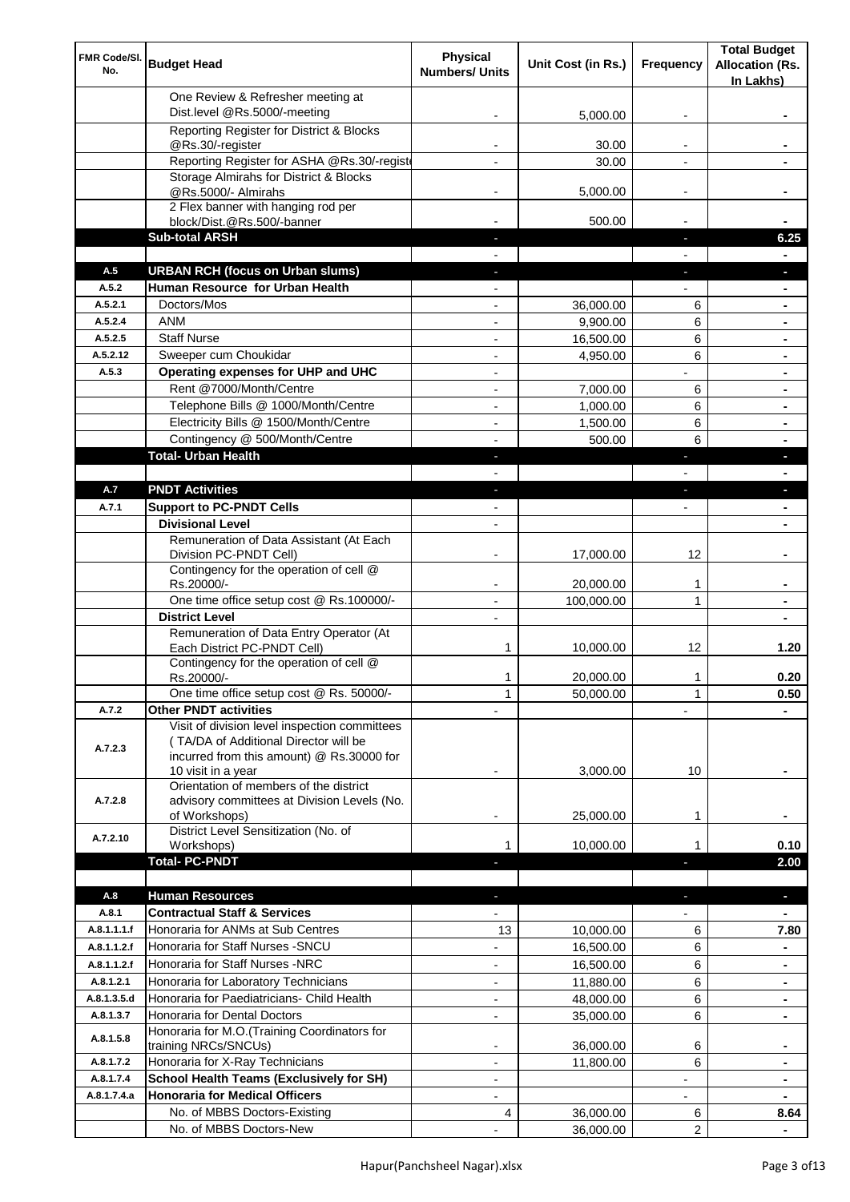| FMR Code/Sl. No. | Budget Head | Physical Numbers/ Units | Unit Cost (in Rs.) | Frequency | Total Budget Allocation (Rs. In Lakhs) |
|---|---|---|---|---|---|
| | One Review & Refresher meeting at Dist.level @Rs.5000/-meeting | - | 5,000.00 | - | - |
| | Reporting Register for District & Blocks @Rs.30/-register | - | 30.00 | - | - |
| | Reporting Register for ASHA @Rs.30/-registe | - | 30.00 | - | - |
| | Storage Almirahs for District & Blocks @Rs.5000/- Almirahs | - | 5,000.00 | - | - |
| | 2 Flex banner with hanging rod per block/Dist.@Rs.500/-banner | - | 500.00 | - | - |
| | **Sub-total ARSH** | - | | - | **6.25** |
| | | - | | - | - |
| **A.5** | **URBAN RCH (focus on Urban slums)** | - | | - | - |
| **A.5.2** | **Human Resource for Urban Health** | - | | - | - |
| A.5.2.1 | Doctors/Mos | - | 36,000.00 | 6 | - |
| A.5.2.4 | ANM | - | 9,900.00 | 6 | - |
| A.5.2.5 | Staff Nurse | - | 16,500.00 | 6 | - |
| A.5.2.12 | Sweeper cum Choukidar | - | 4,950.00 | 6 | - |
| **A.5.3** | **Operating expenses for UHP and UHC** | - | | - | - |
| | Rent @7000/Month/Centre | - | 7,000.00 | 6 | - |
| | Telephone Bills @ 1000/Month/Centre | - | 1,000.00 | 6 | - |
| | Electricity Bills @ 1500/Month/Centre | - | 1,500.00 | 6 | - |
| | Contingency @ 500/Month/Centre | - | 500.00 | 6 | - |
| | **Total- Urban Health** | - | | - | - |
| | | - | | - | - |
| **A.7** | **PNDT Activities** | - | | - | - |
| **A.7.1** | **Support to PC-PNDT Cells** | - | | - | - |
| | **Divisional Level** | - | | | - |
| | Remuneration of Data Assistant (At Each Division PC-PNDT Cell) | - | 17,000.00 | 12 | - |
| | Contingency for the operation of cell @ Rs.20000/- | - | 20,000.00 | 1 | - |
| | One time office setup cost @ Rs.100000/- | - | 100,000.00 | 1 | - |
| | **District Level** | - | | | - |
| | Remuneration of Data Entry Operator (At Each District PC-PNDT Cell) | 1 | 10,000.00 | 12 | **1.20** |
| | Contingency for the operation of cell @ Rs.20000/- | 1 | 20,000.00 | 1 | **0.20** |
| | One time office setup cost @ Rs. 50000/- | 1 | 50,000.00 | 1 | **0.50** |
| **A.7.2** | **Other PNDT activities** | - | | - | - |
| A.7.2.3 | Visit of division level inspection committees ( TA/DA of Additional Director will be incurred from this amount) @ Rs.30000 for 10 visit in a year | - | 3,000.00 | 10 | - |
| A.7.2.8 | Orientation of members of the district advisory committees at Division Levels (No. of Workshops) | - | 25,000.00 | 1 | - |
| A.7.2.10 | District Level Sensitization (No. of Workshops) | 1 | 10,000.00 | 1 | **0.10** |
| | **Total- PC-PNDT** | - | | - | **2.00** |
| | | | | | |
| **A.8** | **Human Resources** | - | | - | - |
| **A.8.1** | **Contractual Staff & Services** | - | | - | - |
| A.8.1.1.1.f | Honoraria for ANMs at Sub Centres | 13 | 10,000.00 | 6 | **7.80** |
| A.8.1.1.2.f | Honoraria for Staff Nurses -SNCU | - | 16,500.00 | 6 | - |
| A.8.1.1.2.f | Honoraria for Staff Nurses -NRC | - | 16,500.00 | 6 | - |
| A.8.1.2.1 | Honoraria for Laboratory Technicians | - | 11,880.00 | 6 | - |
| A.8.1.3.5.d | Honoraria for Paediatricians- Child Health | - | 48,000.00 | 6 | - |
| A.8.1.3.7 | Honoraria for Dental Doctors | - | 35,000.00 | 6 | - |
| A.8.1.5.8 | Honoraria for M.O.(Training Coordinators for training NRCs/SNCUs) | - | 36,000.00 | 6 | - |
| A.8.1.7.2 | Honoraria for X-Ray Technicians | - | 11,800.00 | 6 | - |
| A.8.1.7.4 | **School Health Teams (Exclusively for SH)** | - | | - | - |
| A.8.1.7.4.a | **Honoraria for Medical Officers** | - | | - | - |
| | No. of MBBS Doctors-Existing | 4 | 36,000.00 | 6 | **8.64** |
| | No. of MBBS Doctors-New | - | 36,000.00 | 2 | - |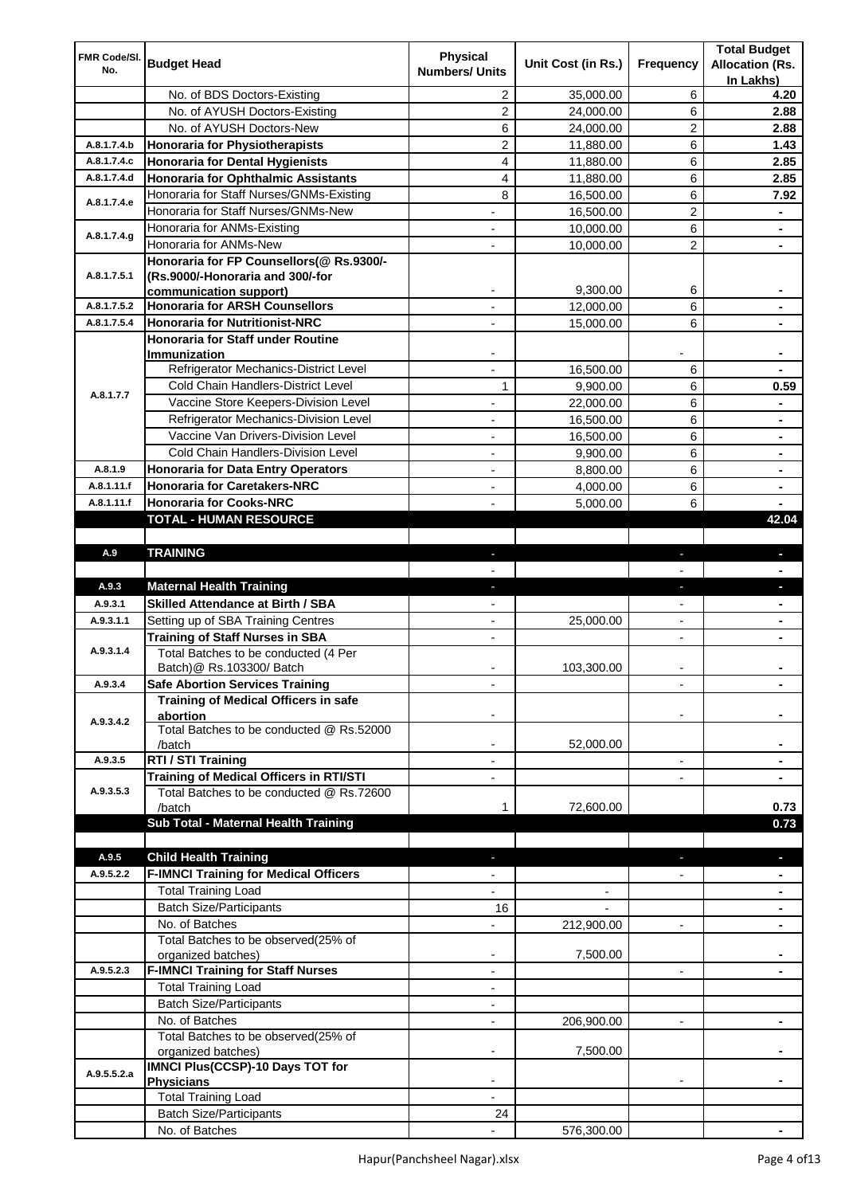| FMR Code/Sl. No. | Budget Head | Physical Numbers/ Units | Unit Cost (in Rs.) | Frequency | Total Budget Allocation (Rs. In Lakhs) |
|---|---|---|---|---|---|
| | No. of BDS Doctors-Existing | 2 | 35,000.00 | 6 | **4.20** |
| | No. of AYUSH Doctors-Existing | 2 | 24,000.00 | 6 | **2.88** |
| | No. of AYUSH Doctors-New | 6 | 24,000.00 | 2 | **2.88** |
| A.8.1.7.4.b | **Honoraria for Physiotherapists** | 2 | 11,880.00 | 6 | **1.43** |
| A.8.1.7.4.c | **Honoraria for Dental Hygienists** | 4 | 11,880.00 | 6 | **2.85** |
| A.8.1.7.4.d | **Honoraria for Ophthalmic Assistants** | 4 | 11,880.00 | 6 | **2.85** |
| A.8.1.7.4.e | Honoraria for Staff Nurses/GNMs-Existing | 8 | 16,500.00 | 6 | **7.92** |
| | Honoraria for Staff Nurses/GNMs-New | - | 16,500.00 | 2 | **-** |
| A.8.1.7.4.g | Honoraria for ANMs-Existing | - | 10,000.00 | 6 | **-** |
| | Honoraria for ANMs-New | - | 10,000.00 | 2 | **-** |
| A.8.1.7.5.1 | **Honoraria for FP Counsellors(@ Rs.9300/- (Rs.9000/-Honoraria and 300/-for communication support)** | - | 9,300.00 | 6 | **-** |
| A.8.1.7.5.2 | **Honoraria for ARSH Counsellors** | - | 12,000.00 | 6 | **-** |
| A.8.1.7.5.4 | **Honoraria for Nutritionist-NRC** | - | 15,000.00 | 6 | **-** |
| A.8.1.7.7 | **Honoraria for Staff under Routine Immunization** | - | | - | **-** |
| | Refrigerator Mechanics-District Level | - | 16,500.00 | 6 | **-** |
| | Cold Chain Handlers-District Level | 1 | 9,900.00 | 6 | **0.59** |
| | Vaccine Store Keepers-Division Level | - | 22,000.00 | 6 | **-** |
| | Refrigerator Mechanics-Division Level | - | 16,500.00 | 6 | **-** |
| | Vaccine Van Drivers-Division Level | - | 16,500.00 | 6 | **-** |
| | Cold Chain Handlers-Division Level | - | 9,900.00 | 6 | **-** |
| A.8.1.9 | **Honoraria for Data Entry Operators** | - | 8,800.00 | 6 | **-** |
| A.8.1.11.f | **Honoraria for Caretakers-NRC** | - | 4,000.00 | 6 | **-** |
| A.8.1.11.f | **Honoraria for Cooks-NRC** | - | 5,000.00 | 6 | **-** |
| | **TOTAL - HUMAN RESOURCE** | | | | **42.04** |
| | | | | | |
| A.9 | **TRAINING** | - | | - | **-** |
| | | - | | - | **-** |
| A.9.3 | **Maternal Health Training** | - | | - | **-** |
| A.9.3.1 | **Skilled Attendance at Birth / SBA** | - | | - | **-** |
| A.9.3.1.1 | Setting up of SBA Training Centres | - | 25,000.00 | - | **-** |
| A.9.3.1.4 | **Training of Staff Nurses in SBA** | - | | - | **-** |
| | Total Batches to be conducted (4 Per Batch)@ Rs.103300/ Batch | - | 103,300.00 | - | **-** |
| A.9.3.4 | **Safe Abortion Services Training** | - | | - | **-** |
| A.9.3.4.2 | **Training of Medical Officers in safe abortion** | - | | - | **-** |
| | Total Batches to be conducted @ Rs.52000 /batch | - | 52,000.00 | | **-** |
| A.9.3.5 | **RTI / STI Training** | - | | - | **-** |
| A.9.3.5.3 | **Training of Medical Officers in RTI/STI** | - | | - | **-** |
| | Total Batches to be conducted @ Rs.72600 /batch | 1 | 72,600.00 | | **0.73** |
| | **Sub Total - Maternal Health Training** | | | | **0.73** |
| | | | | | |
| A.9.5 | **Child Health Training** | - | | - | **-** |
| A.9.5.2.2 | **F-IMNCI Training for Medical Officers** | - | | - | **-** |
| | Total Training Load | - | - | | **-** |
| | Batch Size/Participants | 16 | - | | **-** |
| | No. of Batches | - | 212,900.00 | - | **-** |
| | Total Batches to be observed(25% of organized batches) | - | 7,500.00 | | **-** |
| A.9.5.2.3 | **F-IMNCI Training for Staff Nurses** | - | | - | **-** |
| | Total Training Load | - | | | |
| | Batch Size/Participants | - | | | |
| | No. of Batches | - | 206,900.00 | - | **-** |
| | Total Batches to be observed(25% of organized batches) | - | 7,500.00 | | **-** |
| A.9.5.5.2.a | **IMNCI Plus(CCSP)-10 Days TOT for Physicians** | - | | - | **-** |
| | Total Training Load | - | | | |
| | Batch Size/Participants | 24 | | | |
| | No. of Batches | - | 576,300.00 | | **-** |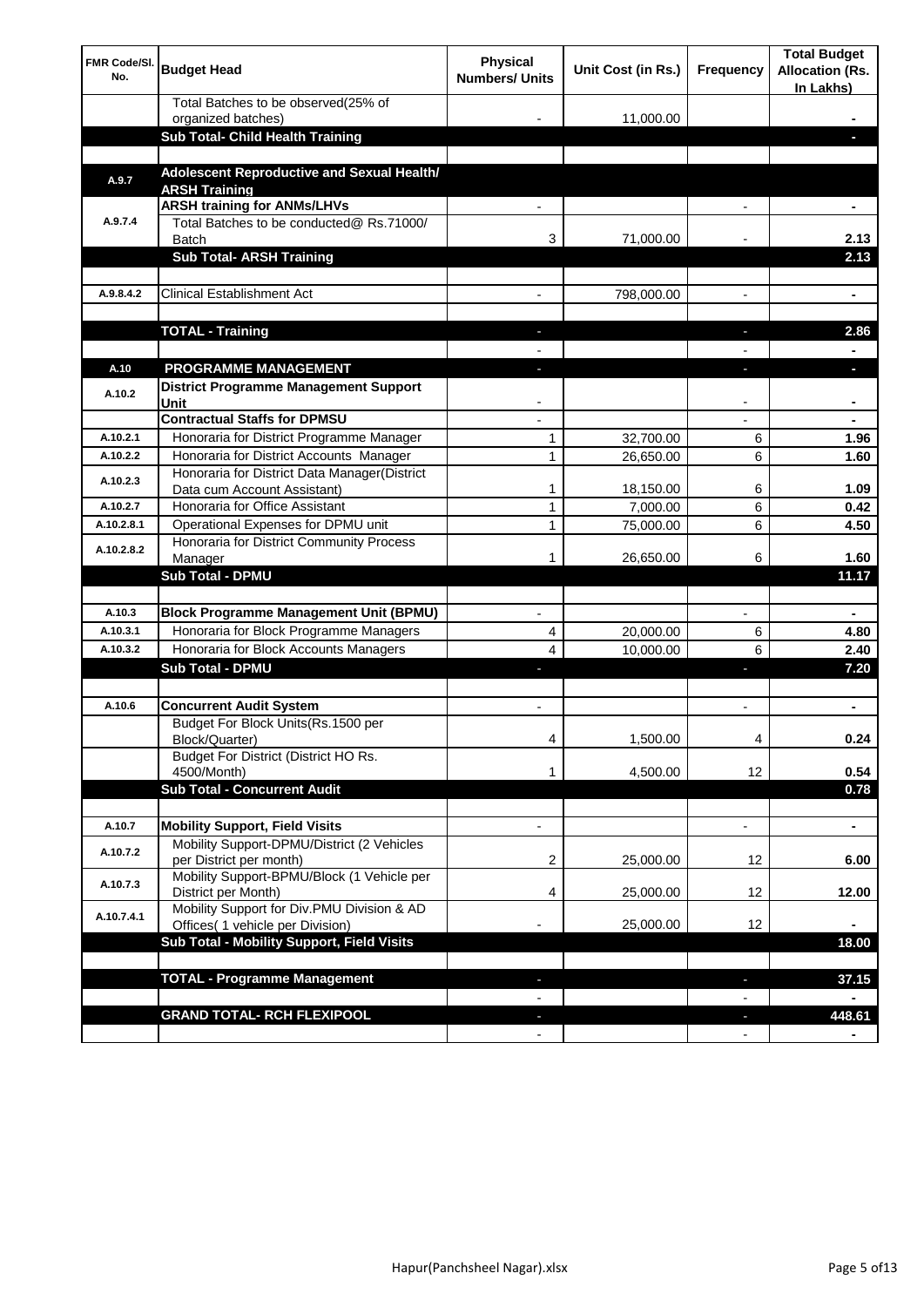| FMR Code/Sl. No. | Budget Head | Physical Numbers/ Units | Unit Cost (in Rs.) | Frequency | Total Budget Allocation (Rs. In Lakhs) |
|---|---|---|---|---|---|
| | Total Batches to be observed(25% of organized batches) | - | 11,000.00 | | - |
| | **Sub Total- Child Health Training** | | | | - |
| | | | | | |
| A.9.7 | **Adolescent Reproductive and Sexual Health/ ARSH Training** | | | | |
| A.9.7.4 | **ARSH training for ANMs/LHVs** | - | | - | - |
| | Total Batches to be conducted@ Rs.71000/ Batch | 3 | 71,000.00 | - | 2.13 |
| | **Sub Total- ARSH Training** | | | | **2.13** |
| | | | | | |
| A.9.8.4.2 | Clinical Establishment Act | - | 798,000.00 | - | - |
| | | | | | |
| | **TOTAL - Training** | - | | - | **2.86** |
| | | - | | - | - |
| A.10 | **PROGRAMME MANAGEMENT** | - | | - | - |
| A.10.2 | **District Programme Management Support Unit** | - | | - | - |
| | **Contractual Staffs for DPMSU** | - | | - | - |
| A.10.2.1 | Honoraria for District Programme Manager | 1 | 32,700.00 | 6 | 1.96 |
| A.10.2.2 | Honoraria for District Accounts Manager | 1 | 26,650.00 | 6 | 1.60 |
| A.10.2.3 | Honoraria for District Data Manager(District Data cum Account Assistant) | 1 | 18,150.00 | 6 | 1.09 |
| A.10.2.7 | Honoraria for Office Assistant | 1 | 7,000.00 | 6 | 0.42 |
| A.10.2.8.1 | Operational Expenses for DPMU unit | 1 | 75,000.00 | 6 | 4.50 |
| A.10.2.8.2 | Honoraria for District Community Process Manager | 1 | 26,650.00 | 6 | 1.60 |
| | **Sub Total - DPMU** | | | | **11.17** |
| | | | | | |
| A.10.3 | **Block Programme Management Unit (BPMU)** | - | | - | - |
| A.10.3.1 | Honoraria for Block Programme Managers | 4 | 20,000.00 | 6 | 4.80 |
| A.10.3.2 | Honoraria for Block Accounts Managers | 4 | 10,000.00 | 6 | 2.40 |
| | **Sub Total - DPMU** | - | | - | **7.20** |
| | | | | | |
| A.10.6 | **Concurrent Audit System** | - | | - | - |
| | Budget For Block Units(Rs.1500 per Block/Quarter) | 4 | 1,500.00 | 4 | 0.24 |
| | Budget For District (District HO Rs. 4500/Month) | 1 | 4,500.00 | 12 | 0.54 |
| | **Sub Total - Concurrent Audit** | | | | **0.78** |
| | | | | | |
| A.10.7 | **Mobility Support, Field Visits** | - | | - | - |
| A.10.7.2 | Mobility Support-DPMU/District (2 Vehicles per District per month) | 2 | 25,000.00 | 12 | 6.00 |
| A.10.7.3 | Mobility Support-BPMU/Block (1 Vehicle per District per Month) | 4 | 25,000.00 | 12 | 12.00 |
| A.10.7.4.1 | Mobility Support for Div.PMU Division & AD Offices( 1 vehicle per Division) | - | 25,000.00 | 12 | - |
| | **Sub Total - Mobility Support, Field Visits** | | | | **18.00** |
| | | | | | |
| | **TOTAL - Programme Management** | - | | - | **37.15** |
| | | - | | - | - |
| | **GRAND TOTAL- RCH FLEXIPOOL** | - | | - | **448.61** |
| | | - | | - | - |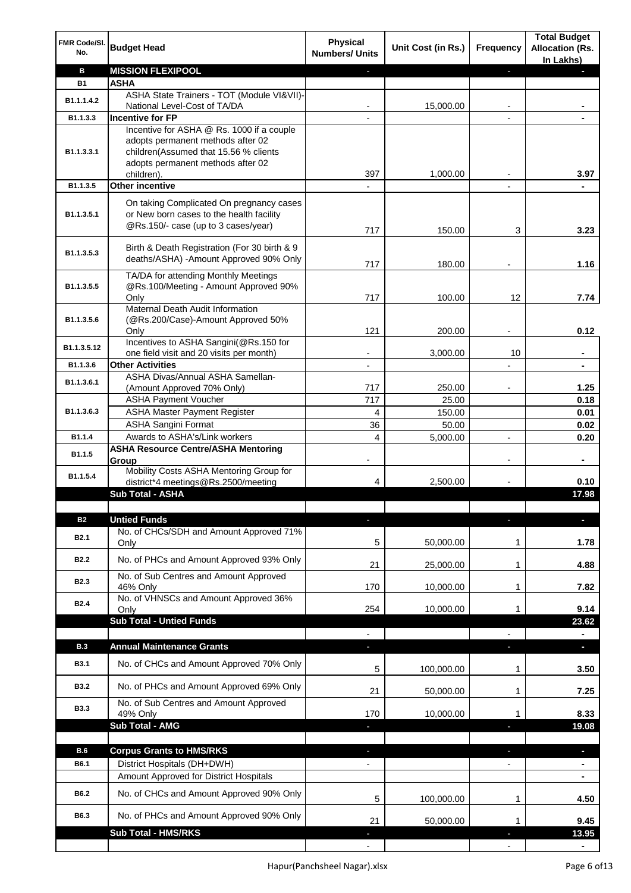| FMR Code/Sl. No. | Budget Head | Physical Numbers/ Units | Unit Cost (in Rs.) | Frequency | Total Budget Allocation (Rs. In Lakhs) |
|---|---|---|---|---|---|
| **B** | **MISSION FLEXIPOOL** | - | | - | - |
| **B1** | **ASHA** | | | | |
| B1.1.1.4.2 | ASHA State Trainers - TOT (Module VI&VII)-National Level-Cost of TA/DA | - | 15,000.00 | - | - |
| B1.1.3.3 | **Incentive for FP** | - | | - | - |
| B1.1.3.3.1 | Incentive for ASHA @ Rs. 1000 if a couple adopts permanent methods after 02 children(Assumed that 15.56 % clients adopts permanent methods after 02 children). | 397 | 1,000.00 | - | 3.97 |
| B1.1.3.5 | **Other incentive** | - | | - | - |
| B1.1.3.5.1 | On taking Complicated On pregnancy cases or New born cases to the health facility @Rs.150/- case (up to 3 cases/year) | 717 | 150.00 | 3 | 3.23 |
| B1.1.3.5.3 | Birth & Death Registration (For 30 birth & 9 deaths/ASHA) -Amount Approved 90% Only | 717 | 180.00 | - | 1.16 |
| B1.1.3.5.5 | TA/DA for attending Monthly Meetings @Rs.100/Meeting - Amount Approved 90% Only | 717 | 100.00 | 12 | 7.74 |
| B1.1.3.5.6 | Maternal Death Audit Information (@Rs.200/Case)-Amount Approved 50% Only | 121 | 200.00 | - | 0.12 |
| B1.1.3.5.12 | Incentives to ASHA Sangini(@Rs.150 for one field visit and 20 visits per month) | - | 3,000.00 | 10 | - |
| B1.1.3.6 | **Other Activities** | - | | - | - |
| B1.1.3.6.1 | ASHA Divas/Annual ASHA Samellan-(Amount Approved 70% Only) | 717 | 250.00 | - | 1.25 |
| B1.1.3.6.3 | ASHA Payment Voucher | 717 | 25.00 | | 0.18 |
| | ASHA Master Payment Register | 4 | 150.00 | | 0.01 |
| | ASHA Sangini Format | 36 | 50.00 | | 0.02 |
| B1.1.4 | Awards to ASHA's/Link workers | 4 | 5,000.00 | - | 0.20 |
| B1.1.5 | **ASHA Resource Centre/ASHA Mentoring Group** | - | | - | - |
| B1.1.5.4 | Mobility Costs ASHA Mentoring Group for district*4 meetings@Rs.2500/meeting | 4 | 2,500.00 | - | 0.10 |
| | **Sub Total - ASHA** | | | | **17.98** |
| | | | | | |
| **B2** | **Untied Funds** | - | | - | - |
| B2.1 | No. of CHCs/SDH and Amount Approved 71% Only | 5 | 50,000.00 | 1 | 1.78 |
| B2.2 | No. of PHCs and Amount Approved 93% Only | 21 | 25,000.00 | 1 | 4.88 |
| B2.3 | No. of Sub Centres and Amount Approved 46% Only | 170 | 10,000.00 | 1 | 7.82 |
| B2.4 | No. of VHNSCs and Amount Approved 36% Only | 254 | 10,000.00 | 1 | 9.14 |
| | **Sub Total - Untied Funds** | | | | **23.62** |
| | | - | | - | - |
| **B.3** | **Annual Maintenance Grants** | - | | - | - |
| B3.1 | No. of CHCs and Amount Approved 70% Only | 5 | 100,000.00 | 1 | 3.50 |
| B3.2 | No. of PHCs and Amount Approved 69% Only | 21 | 50,000.00 | 1 | 7.25 |
| B3.3 | No. of Sub Centres and Amount Approved 49% Only | 170 | 10,000.00 | 1 | 8.33 |
| | **Sub Total - AMG** | - | | - | **19.08** |
| | | | | | |
| **B.6** | **Corpus Grants to HMS/RKS** | - | | - | - |
| B6.1 | District Hospitals (DH+DWH) | - | | - | - |
| | Amount Approved for District Hospitals | | | | - |
| B6.2 | No. of CHCs and Amount Approved 90% Only | 5 | 100,000.00 | 1 | 4.50 |
| B6.3 | No. of PHCs and Amount Approved 90% Only | 21 | 50,000.00 | 1 | 9.45 |
| | **Sub Total - HMS/RKS** | - | | - | **13.95** |
| | | - | | - | - |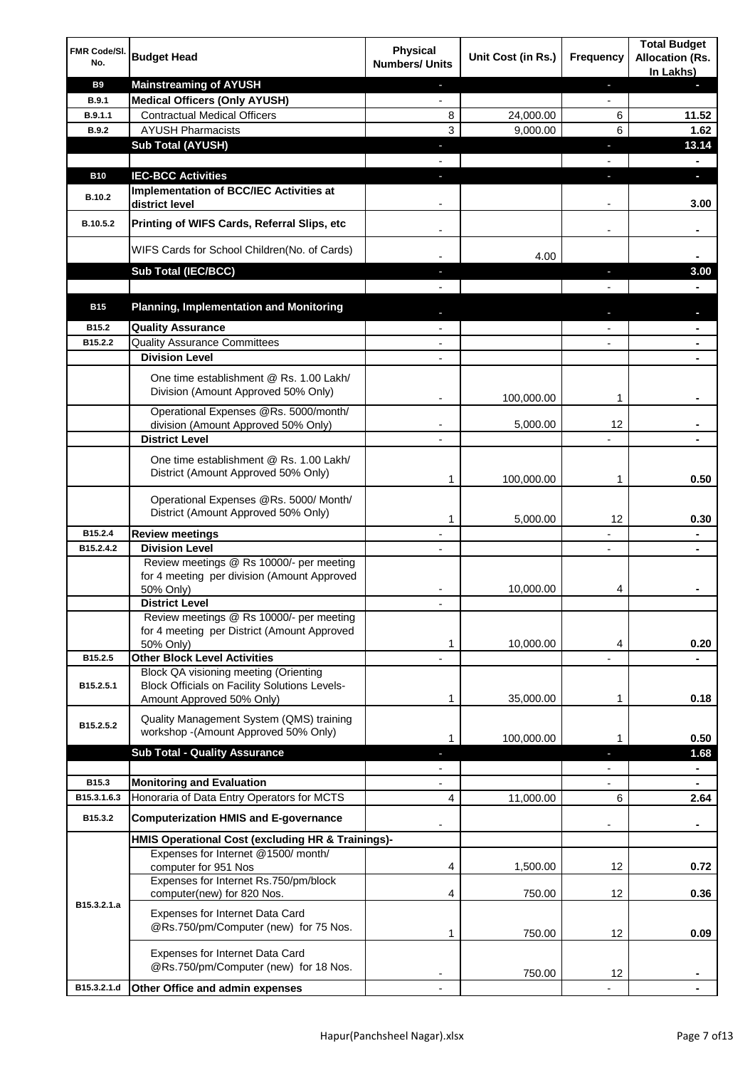| FMR Code/Sl. No. | Budget Head | Physical Numbers/ Units | Unit Cost (in Rs.) | Frequency | Total Budget Allocation (Rs. In Lakhs) |
|---|---|---|---|---|---|
| **B9** | **Mainstreaming of AYUSH** | - | | - | - |
| **B.9.1** | **Medical Officers (Only AYUSH)** | - | | - | |
| **B.9.1.1** | Contractual Medical Officers | 8 | 24,000.00 | 6 | **11.52** |
| **B.9.2** | AYUSH Pharmacists | 3 | 9,000.00 | 6 | **1.62** |
| | **Sub Total (AYUSH)** | - | | - | **13.14** |
| | | - | | - | - |
| **B10** | **IEC-BCC Activities** | - | | - | - |
| **B.10.2** | **Implementation of BCC/IEC Activities at district level** | - | | - | **3.00** |
| **B.10.5.2** | **Printing of WIFS Cards, Referral Slips, etc** | - | | - | - |
| | WIFS Cards for School Children(No. of Cards) | - | 4.00 | | - |
| | **Sub Total (IEC/BCC)** | - | | - | **3.00** |
| | | - | | - | - |
| **B15** | **Planning, Implementation and Monitoring** | - | | - | - |
| **B15.2** | **Quality Assurance** | - | | - | - |
| **B15.2.2** | Quality Assurance Committees | - | | - | - |
| | **Division Level** | - | | | - |
| | One time establishment @ Rs. 1.00 Lakh/ Division (Amount Approved 50% Only) | - | 100,000.00 | 1 | - |
| | Operational Expenses @Rs. 5000/month/ division (Amount Approved 50% Only) | - | 5,000.00 | 12 | - |
| | **District Level** | - | | - | - |
| | One time establishment @ Rs. 1.00 Lakh/ District (Amount Approved 50% Only) | 1 | 100,000.00 | 1 | **0.50** |
| | Operational Expenses @Rs. 5000/ Month/ District (Amount Approved 50% Only) | 1 | 5,000.00 | 12 | **0.30** |
| **B15.2.4** | **Review meetings** | - | | - | - |
| **B15.2.4.2** | **Division Level** | - | | - | - |
| | Review meetings @ Rs 10000/- per meeting for 4 meeting per division (Amount Approved 50% Only) | - | 10,000.00 | 4 | - |
| | **District Level** | - | | | |
| | Review meetings @ Rs 10000/- per meeting for 4 meeting per District (Amount Approved 50% Only) | 1 | 10,000.00 | 4 | **0.20** |
| **B15.2.5** | **Other Block Level Activities** | - | | - | - |
| **B15.2.5.1** | Block QA visioning meeting (Orienting Block Officials on Facility Solutions Levels-Amount Approved 50% Only) | 1 | 35,000.00 | 1 | **0.18** |
| **B15.2.5.2** | Quality Management System (QMS) training workshop -(Amount Approved 50% Only) | 1 | 100,000.00 | 1 | **0.50** |
| | **Sub Total - Quality Assurance** | - | | - | **1.68** |
| | | - | | - | - |
| **B15.3** | **Monitoring and Evaluation** | - | | - | - |
| **B15.3.1.6.3** | Honoraria of Data Entry Operators for MCTS | 4 | 11,000.00 | 6 | **2.64** |
| **B15.3.2** | **Computerization HMIS and E-governance** | - | | - | - |
| | **HMIS Operational Cost (excluding HR & Trainings)-** | | | | |
| **B15.3.2.1.a** | Expenses for Internet @1500/ month/ computer for 951 Nos | 4 | 1,500.00 | 12 | **0.72** |
| | Expenses for Internet Rs.750/pm/block computer(new) for 820 Nos. | 4 | 750.00 | 12 | **0.36** |
| | Expenses for Internet Data Card @Rs.750/pm/Computer (new) for 75 Nos. | 1 | 750.00 | 12 | **0.09** |
| | Expenses for Internet Data Card @Rs.750/pm/Computer (new) for 18 Nos. | - | 750.00 | 12 | - |
| **B15.3.2.1.d** | **Other Office and admin expenses** | - | | - | - |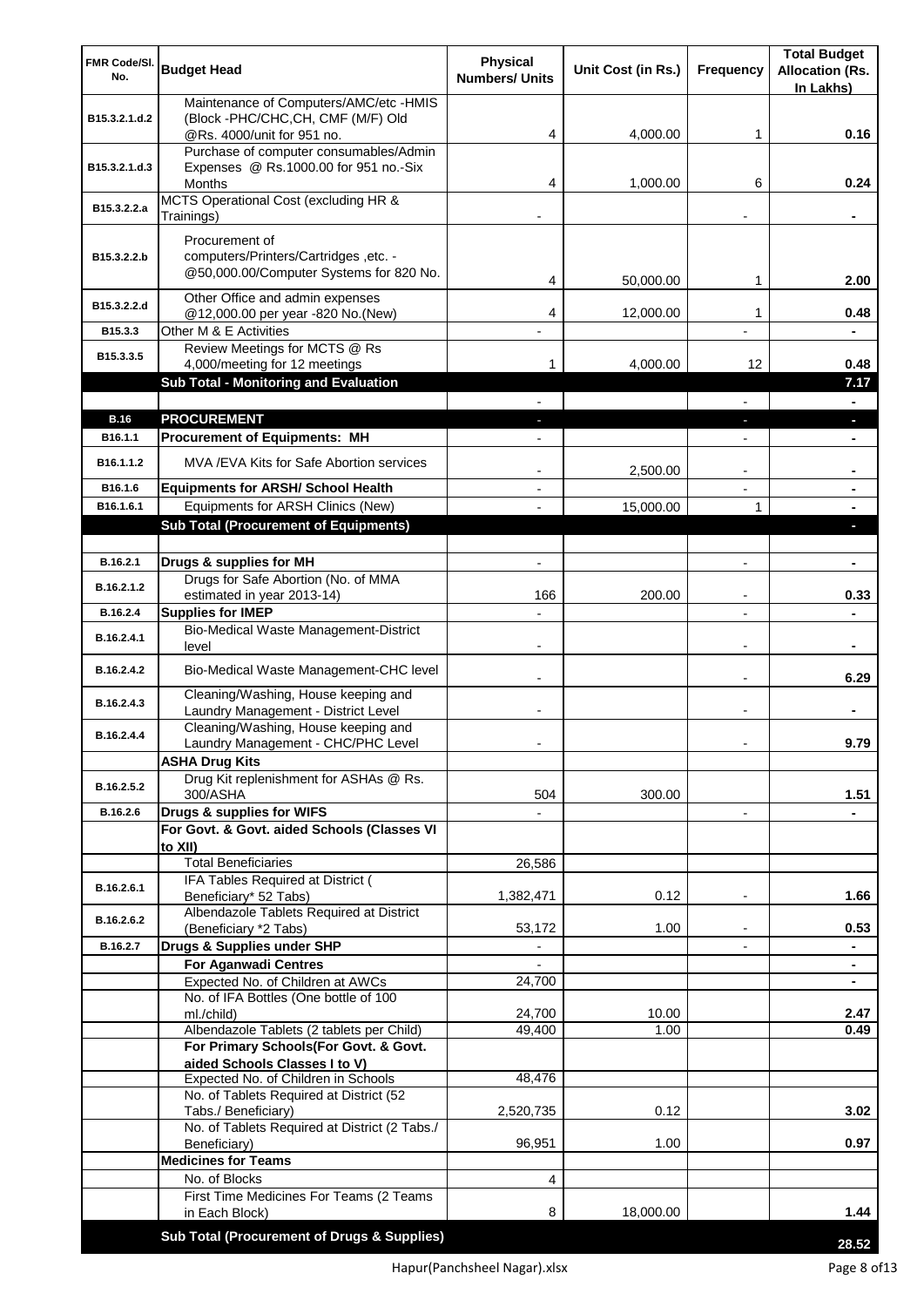| FMR Code/Sl. No. | Budget Head | Physical Numbers/ Units | Unit Cost (in Rs.) | Frequency | Total Budget Allocation (Rs. In Lakhs) |
|---|---|---|---|---|---|
| B15.3.2.1.d.2 | Maintenance of Computers/AMC/etc -HMIS (Block -PHC/CHC,CH, CMF (M/F) Old @Rs. 4000/unit for 951 no. | 4 | 4,000.00 | 1 | 0.16 |
| B15.3.2.1.d.3 | Purchase of computer consumables/Admin Expenses @ Rs.1000.00 for 951 no.-Six Months | 4 | 1,000.00 | 6 | 0.24 |
| B15.3.2.2.a | MCTS Operational Cost (excluding HR & Trainings) | - | | - | - |
| B15.3.2.2.b | Procurement of computers/Printers/Cartridges ,etc. - @50,000.00/Computer Systems for 820 No. | 4 | 50,000.00 | 1 | 2.00 |
| B15.3.2.2.d | Other Office and admin expenses @12,000.00 per year -820 No.(New) | 4 | 12,000.00 | 1 | 0.48 |
| B15.3.3 | Other M & E Activities | - | | - | - |
| B15.3.3.5 | Review Meetings for MCTS @ Rs 4,000/meeting for 12 meetings | 1 | 4,000.00 | 12 | 0.48 |
| | **Sub Total - Monitoring and Evaluation** | | | | **7.17** |
| | | - | | - | - |
| **B.16** | **PROCUREMENT** | - | | - | - |
| B16.1.1 | **Procurement of Equipments: MH** | - | | - | - |
| B16.1.1.2 | MVA /EVA Kits for Safe Abortion services | - | 2,500.00 | - | - |
| B16.1.6 | **Equipments for ARSH/ School Health** | - | | - | - |
| B16.1.6.1 | Equipments for ARSH Clinics (New) | - | 15,000.00 | 1 | - |
| | **Sub Total (Procurement of Equipments)** | | | | - |
| | | | | | |
| B.16.2.1 | **Drugs & supplies for MH** | - | | - | - |
| B.16.2.1.2 | Drugs for Safe Abortion (No. of MMA estimated in year 2013-14) | 166 | 200.00 | - | 0.33 |
| B.16.2.4 | **Supplies for IMEP** | - | | - | - |
| B.16.2.4.1 | Bio-Medical Waste Management-District level | - | | - | - |
| B.16.2.4.2 | Bio-Medical Waste Management-CHC level | - | | - | 6.29 |
| B.16.2.4.3 | Cleaning/Washing, House keeping and Laundry Management - District Level | - | | - | - |
| B.16.2.4.4 | Cleaning/Washing, House keeping and Laundry Management - CHC/PHC Level | - | | - | 9.79 |
| | **ASHA Drug Kits** | | | | |
| B.16.2.5.2 | Drug Kit replenishment for ASHAs @ Rs. 300/ASHA | 504 | 300.00 | | 1.51 |
| B.16.2.6 | **Drugs & supplies for WIFS** | - | | - | - |
| | **For Govt. & Govt. aided Schools (Classes VI to XII)** | | | | |
| | Total Beneficiaries | 26,586 | | | |
| B.16.2.6.1 | IFA Tables Required at District ( Beneficiary* 52 Tabs) | 1,382,471 | 0.12 | - | 1.66 |
| B.16.2.6.2 | Albendazole Tablets Required at District (Beneficiary *2 Tabs) | 53,172 | 1.00 | - | 0.53 |
| B.16.2.7 | **Drugs & Supplies under SHP** | - | | - | - |
| | **For Aganwadi Centres** | - | | | - |
| | Expected No. of Children at AWCs | 24,700 | | | - |
| | No. of IFA Bottles (One bottle of 100 ml./child) | 24,700 | 10.00 | | 2.47 |
| | Albendazole Tablets (2 tablets per Child) | 49,400 | 1.00 | | 0.49 |
| | **For Primary Schools(For Govt. & Govt. aided Schools Classes I to V)** | | | | |
| | Expected No. of Children in Schools | 48,476 | | | |
| | No. of Tablets Required at District (52 Tabs./ Beneficiary) | 2,520,735 | 0.12 | | 3.02 |
| | No. of Tablets Required at District (2 Tabs./ Beneficiary) | 96,951 | 1.00 | | 0.97 |
| | **Medicines for Teams** | | | | |
| | No. of Blocks | 4 | | | |
| | First Time Medicines For Teams (2 Teams in Each Block) | 8 | 18,000.00 | | 1.44 |
| | **Sub Total (Procurement of Drugs & Supplies)** | | | | **28.52** |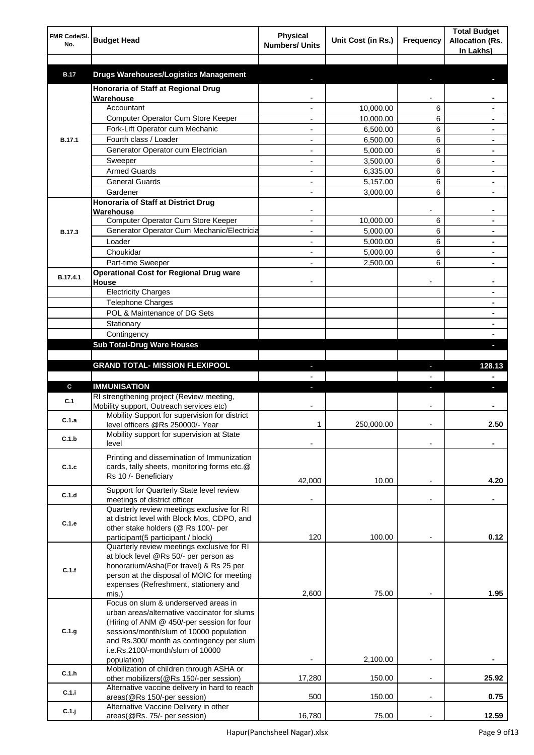| FMR Code/Sl. No. | Budget Head | Physical Numbers/ Units | Unit Cost (in Rs.) | Frequency | Total Budget Allocation (Rs. In Lakhs) |
|---|---|---|---|---|---|
| | | | | | |
| **B.17** | **Drugs Warehouses/Logistics Management** | - | | - | - |
| B.17.1 | **Honoraria of Staff at Regional Drug Warehouse** | - | | - | - |
| | Accountant | - | 10,000.00 | 6 | - |
| | Computer Operator Cum Store Keeper | - | 10,000.00 | 6 | - |
| | Fork-Lift Operator cum Mechanic | - | 6,500.00 | 6 | - |
| | Fourth class / Loader | - | 6,500.00 | 6 | - |
| | Generator Operator cum Electrician | - | 5,000.00 | 6 | - |
| | Sweeper | - | 3,500.00 | 6 | - |
| | Armed Guards | - | 6,335.00 | 6 | - |
| | General Guards | - | 5,157.00 | 6 | - |
| | Gardener | - | 3,000.00 | 6 | - |
| B.17.3 | **Honoraria of Staff at District Drug Warehouse** | - | | - | - |
| | Computer Operator Cum Store Keeper | - | 10,000.00 | 6 | - |
| | Generator Operator Cum Mechanic/Electricia | - | 5,000.00 | 6 | - |
| | Loader | - | 5,000.00 | 6 | - |
| | Choukidar | - | 5,000.00 | 6 | - |
| | Part-time Sweeper | - | 2,500.00 | 6 | - |
| B.17.4.1 | **Operational Cost for Regional Drug ware House** | - | | - | - |
| | Electricity Charges | | | | - |
| | Telephone Charges | | | | - |
| | POL & Maintenance of DG Sets | | | | - |
| | Stationary | | | | - |
| | Contingency | | | | - |
| | **Sub Total-Drug Ware Houses** | | | | - |
| | | | | | |
| | **GRAND TOTAL- MISSION FLEXIPOOL** | - | | - | 128.13 |
| | | - | | - | - |
| **C** | **IMMUNISATION** | - | | - | - |
| C.1 | RI strengthening project (Review meeting, Mobility support, Outreach services etc) | - | | - | - |
| C.1.a | Mobility Support for supervision for district level officers @Rs 250000/- Year | 1 | 250,000.00 | - | 2.50 |
| C.1.b | Mobility support for supervision at State level | - | | - | - |
| C.1.c | Printing and dissemination of Immunization cards, tally sheets, monitoring forms etc.@ Rs 10 /- Beneficiary | 42,000 | 10.00 | - | 4.20 |
| C.1.d | Support for Quarterly State level review meetings of district officer | - | | - | - |
| C.1.e | Quarterly review meetings exclusive for RI at district level with Block Mos, CDPO, and other stake holders (@ Rs 100/- per participant(5 participant / block) | 120 | 100.00 | - | 0.12 |
| C.1.f | Quarterly review meetings exclusive for RI at block level @Rs 50/- per person as honorarium/Asha(For travel) & Rs 25 per person at the disposal of MOIC for meeting expenses (Refreshment, stationery and mis.) | 2,600 | 75.00 | - | 1.95 |
| C.1.g | Focus on slum & underserved areas in urban areas/alternative vaccinator for slums (Hiring of ANM @ 450/-per session for four sessions/month/slum of 10000 population and Rs.300/ month as contingency per slum i.e.Rs.2100/-month/slum of 10000 population) | - | 2,100.00 | - | - |
| C.1.h | Mobilization of children through ASHA or other mobilizers(@Rs 150/-per session) | 17,280 | 150.00 | - | 25.92 |
| C.1.i | Alternative vaccine delivery in hard to reach areas(@Rs 150/-per session) | 500 | 150.00 | - | 0.75 |
| C.1.j | Alternative Vaccine Delivery in other areas(@Rs. 75/- per session) | 16,780 | 75.00 | - | 12.59 |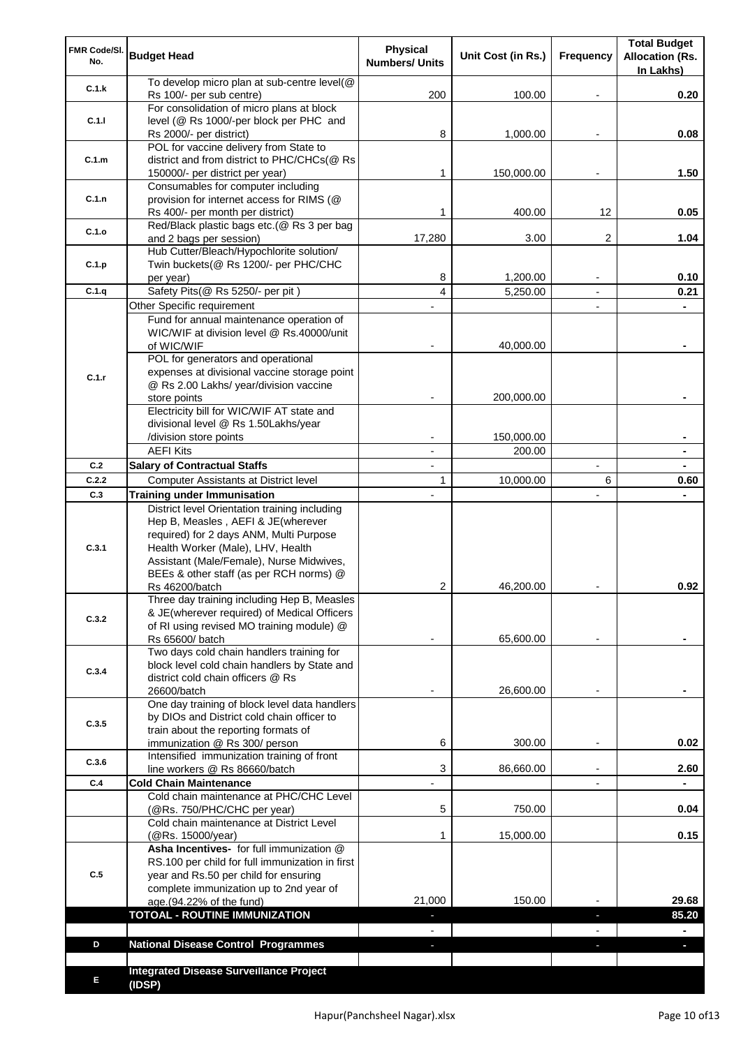| FMR Code/Sl. No. | Budget Head | Physical Numbers/ Units | Unit Cost (in Rs.) | Frequency | Total Budget Allocation (Rs. In Lakhs) |
|---|---|---|---|---|---|
| C.1.k | To develop micro plan at sub-centre level(@ Rs 100/- per sub centre) | 200 | 100.00 | - | 0.20 |
| C.1.l | For consolidation of micro plans at block level (@ Rs 1000/-per block per PHC and Rs 2000/- per district) | 8 | 1,000.00 | - | 0.08 |
| C.1.m | POL for vaccine delivery from State to district and from district to PHC/CHCs(@ Rs 150000/- per district per year) | 1 | 150,000.00 | - | 1.50 |
| C.1.n | Consumables for computer including provision for internet access for RIMS (@ Rs 400/- per month per district) | 1 | 400.00 | 12 | 0.05 |
| C.1.o | Red/Black plastic bags etc.(@ Rs 3 per bag and 2 bags per session) | 17,280 | 3.00 | 2 | 1.04 |
| C.1.p | Hub Cutter/Bleach/Hypochlorite solution/ Twin buckets(@ Rs 1200/- per PHC/CHC per year) | 8 | 1,200.00 | - | 0.10 |
| C.1.q | Safety Pits(@ Rs 5250/- per pit ) | 4 | 5,250.00 | - | 0.21 |
| C.1.r | Other Specific requirement | - | | - | - |
| | Fund for annual maintenance operation of WIC/WIF at division level @ Rs.40000/unit of WIC/WIF | - | 40,000.00 | | - |
| | POL for generators and operational expenses at divisional vaccine storage point @ Rs 2.00 Lakhs/ year/division vaccine store points | - | 200,000.00 | | - |
| | Electricity bill for WIC/WIF AT state and divisional level @ Rs 1.50Lakhs/year /division store points | - | 150,000.00 | | - |
| | AEFI Kits | - | 200.00 | | - |
| C.2 | **Salary of Contractual Staffs** | - | | - | - |
| C.2.2 | Computer Assistants at District level | 1 | 10,000.00 | 6 | 0.60 |
| C.3 | **Training under Immunisation** | - | | - | - |
| C.3.1 | District level Orientation training including Hep B, Measles , AEFI & JE(wherever required) for 2 days ANM, Multi Purpose Health Worker (Male), LHV, Health Assistant (Male/Female), Nurse Midwives, BEEs & other staff (as per RCH norms) @ Rs 46200/batch | 2 | 46,200.00 | - | 0.92 |
| C.3.2 | Three day training including Hep B, Measles & JE(wherever required) of Medical Officers of RI using revised MO training module) @ Rs 65600/ batch | - | 65,600.00 | - | - |
| C.3.4 | Two days cold chain handlers training for block level cold chain handlers by State and district cold chain officers @ Rs 26600/batch | - | 26,600.00 | - | - |
| C.3.5 | One day training of block level data handlers by DIOs and District cold chain officer to train about the reporting formats of immunization @ Rs 300/ person | 6 | 300.00 | - | 0.02 |
| C.3.6 | Intensified immunization training of front line workers @ Rs 86660/batch | 3 | 86,660.00 | - | 2.60 |
| C.4 | **Cold Chain Maintenance** | - | | - | - |
| | Cold chain maintenance at PHC/CHC Level (@Rs. 750/PHC/CHC per year) | 5 | 750.00 | | 0.04 |
| | Cold chain maintenance at District Level (@Rs. 15000/year) | 1 | 15,000.00 | | 0.15 |
| C.5 | **Asha Incentives-** for full immunization @ RS.100 per child for full immunization in first year and Rs.50 per child for ensuring complete immunization up to 2nd year of age.(94.22% of the fund) | 21,000 | 150.00 | - | 29.68 |
| | **TOTOAL - ROUTINE IMMUNIZATION** | - | | - | **85.20** |
| | | - | | - | - |
| D | **National Disease Control Programmes** | - | | - | - |
| | | | | | |
| E | **Integrated Disease Surveillance Project (IDSP)** | | | | |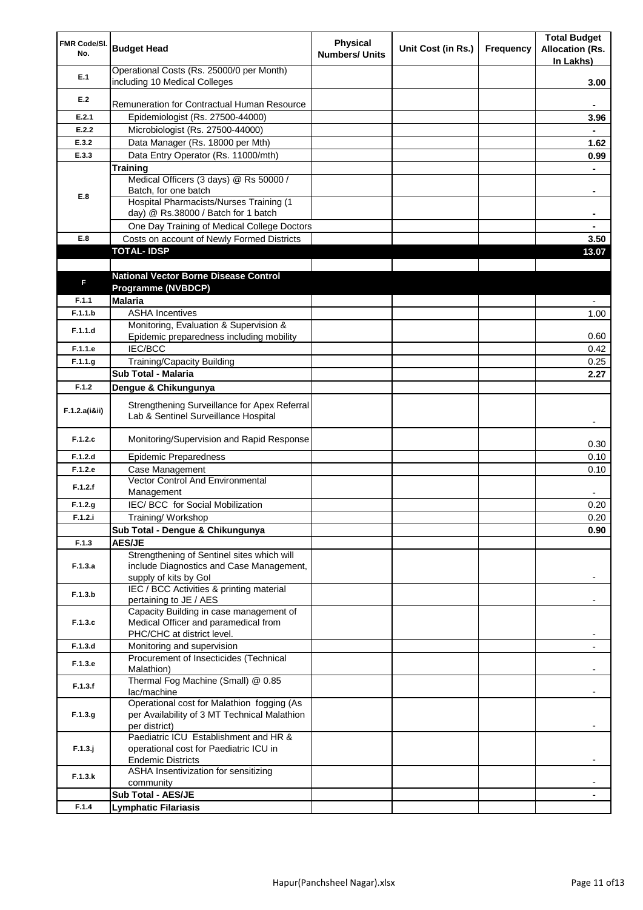| FMR Code/Sl. No. | Budget Head | Physical Numbers/ Units | Unit Cost (in Rs.) | Frequency | Total Budget Allocation (Rs. In Lakhs) |
|---|---|---|---|---|---|
| E.1 | Operational Costs (Rs. 25000/0 per Month) including 10 Medical Colleges | | | | **3.00** |
| E.2 | Remuneration for Contractual Human Resource | | | | **-** |
| E.2.1 | Epidemiologist (Rs. 27500-44000) | | | | **3.96** |
| E.2.2 | Microbiologist (Rs. 27500-44000) | | | | **-** |
| E.3.2 | Data Manager (Rs. 18000 per Mth) | | | | **1.62** |
| E.3.3 | Data Entry Operator (Rs. 11000/mth) | | | | **0.99** |
| E.8 | **Training** | | | | **-** |
| | Medical Officers (3 days) @ Rs 50000 / Batch, for one batch | | | | **-** |
| | Hospital Pharmacists/Nurses Training (1 day) @ Rs.38000 / Batch for 1 batch | | | | **-** |
| | One Day Training of Medical College Doctors | | | | **-** |
| E.8 | Costs on account of Newly Formed Districts | | | | **3.50** |
| | **TOTAL- IDSP** | | | | **13.07** |
| | | | | | |
| **F** | **National Vector Borne Disease Control Programme (NVBDCP)** | | | | |
| F.1.1 | **Malaria** | | | | - |
| F.1.1.b | ASHA Incentives | | | | 1.00 |
| F.1.1.d | Monitoring, Evaluation & Supervision & Epidemic preparedness including mobility | | | | 0.60 |
| F.1.1.e | IEC/BCC | | | | 0.42 |
| F.1.1.g | Training/Capacity Building | | | | 0.25 |
| | **Sub Total - Malaria** | | | | **2.27** |
| F.1.2 | **Dengue & Chikungunya** | | | | |
| F.1.2.a(i&ii) | Strengthening Surveillance for Apex Referral Lab & Sentinel Surveillance Hospital | | | | - |
| F.1.2.c | Monitoring/Supervision and Rapid Response | | | | 0.30 |
| F.1.2.d | Epidemic Preparedness | | | | 0.10 |
| F.1.2.e | Case Management | | | | 0.10 |
| F.1.2.f | Vector Control And Environmental Management | | | | - |
| F.1.2.g | IEC/ BCC for Social Mobilization | | | | 0.20 |
| F.1.2.i | Training/ Workshop | | | | 0.20 |
| | **Sub Total - Dengue & Chikungunya** | | | | **0.90** |
| F.1.3 | **AES/JE** | | | | |
| F.1.3.a | Strengthening of Sentinel sites which will include Diagnostics and Case Management, supply of kits by GoI | | | | - |
| F.1.3.b | IEC / BCC Activities & printing material pertaining to JE / AES | | | | - |
| F.1.3.c | Capacity Building in case management of Medical Officer and paramedical from PHC/CHC at district level. | | | | - |
| F.1.3.d | Monitoring and supervision | | | | - |
| F.1.3.e | Procurement of Insecticides (Technical Malathion) | | | | - |
| F.1.3.f | Thermal Fog Machine (Small) @ 0.85 lac/machine | | | | - |
| F.1.3.g | Operational cost for Malathion fogging (As per Availability of 3 MT Technical Malathion per district) | | | | - |
| F.1.3.j | Paediatric ICU Establishment and HR & operational cost for Paediatric ICU in Endemic Districts | | | | - |
| F.1.3.k | ASHA Insentivization for sensitizing community | | | | - |
| | **Sub Total - AES/JE** | | | | **-** |
| F.1.4 | **Lymphatic Filariasis** | | | | |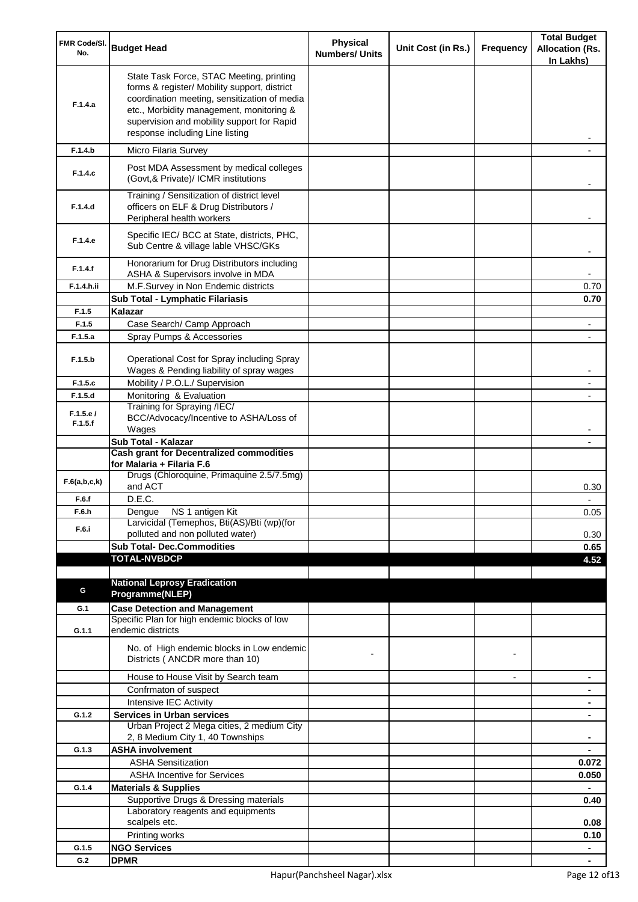| FMR Code/Sl. No. | Budget Head | Physical Numbers/ Units | Unit Cost (in Rs.) | Frequency | Total Budget Allocation (Rs. In Lakhs) |
|---|---|---|---|---|---|
| F.1.4.a | State Task Force, STAC Meeting, printing forms & register/ Mobility support, district coordination meeting, sensitization of media etc., Morbidity management, monitoring & supervision and mobility support for Rapid response including Line listing | | | | - |
| F.1.4.b | Micro Filaria Survey | | | | - |
| F.1.4.c | Post MDA Assessment by medical colleges (Govt,& Private)/ ICMR institutions | | | | - |
| F.1.4.d | Training / Sensitization of district level officers on ELF & Drug Distributors / Peripheral health workers | | | | - |
| F.1.4.e | Specific IEC/ BCC at State, districts, PHC, Sub Centre & village lable VHSC/GKs | | | | - |
| F.1.4.f | Honorarium for Drug Distributors including ASHA & Supervisors involve in MDA | | | | - |
| F.1.4.h.ii | M.F.Survey in Non Endemic districts | | | | 0.70 |
| | **Sub Total - Lymphatic Filariasis** | | | | **0.70** |
| F.1.5 | **Kalazar** | | | | |
| F.1.5 | Case Search/ Camp Approach | | | | - |
| F.1.5.a | Spray Pumps & Accessories | | | | - |
| F.1.5.b | Operational Cost for Spray including Spray Wages & Pending liability of spray wages | | | | - |
| F.1.5.c | Mobility / P.O.L./ Supervision | | | | - |
| F.1.5.d | Monitoring & Evaluation | | | | - |
| F.1.5.e / F.1.5.f | Training for Spraying /IEC/ BCC/Advocacy/Incentive to ASHA/Loss of Wages | | | | - |
| | **Sub Total - Kalazar** | | | | **-** |
| | **Cash grant for Decentralized commodities for Malaria + Filaria F.6** | | | | |
| F.6(a,b,c,k) | Drugs (Chloroquine, Primaquine 2.5/7.5mg) and ACT | | | | 0.30 |
| F.6.f | D.E.C. | | | | - |
| F.6.h | Dengue NS 1 antigen Kit | | | | 0.05 |
| F.6.i | Larvicidal (Temephos, Bti(AS)/Bti (wp)(for polluted and non polluted water) | | | | 0.30 |
| | **Sub Total- Dec.Commodities** | | | | **0.65** |
| | **TOTAL-NVBDCP** | | | | **4.52** |
| | | | | | |
| G | **National Leprosy Eradication Programme(NLEP)** | | | | |
| G.1 | **Case Detection and Management** | | | | |
| G.1.1 | Specific Plan for high endemic blocks of low endemic districts | | | | |
| | No. of High endemic blocks in Low endemic Districts ( ANCDR more than 10) | - | | - | |
| | House to House Visit by Search team | | | - | - |
| | Confrmaton of suspect | | | | - |
| | Intensive IEC Activity | | | | - |
| G.1.2 | **Services in Urban services** | | | | - |
| | Urban Project 2 Mega cities, 2 medium City 2, 8 Medium City 1, 40 Townships | | | | - |
| G.1.3 | **ASHA involvement** | | | | - |
| | ASHA Sensitization | | | | 0.072 |
| | ASHA Incentive for Services | | | | 0.050 |
| G.1.4 | **Materials & Supplies** | | | | - |
| | Supportive Drugs & Dressing materials | | | | 0.40 |
| | Laboratory reagents and equipments scalpels etc. | | | | 0.08 |
| | Printing works | | | | 0.10 |
| G.1.5 | **NGO Services** | | | | - |
| G.2 | **DPMR** | | | | - |

Hapur(Panchsheel Nagar).xlsx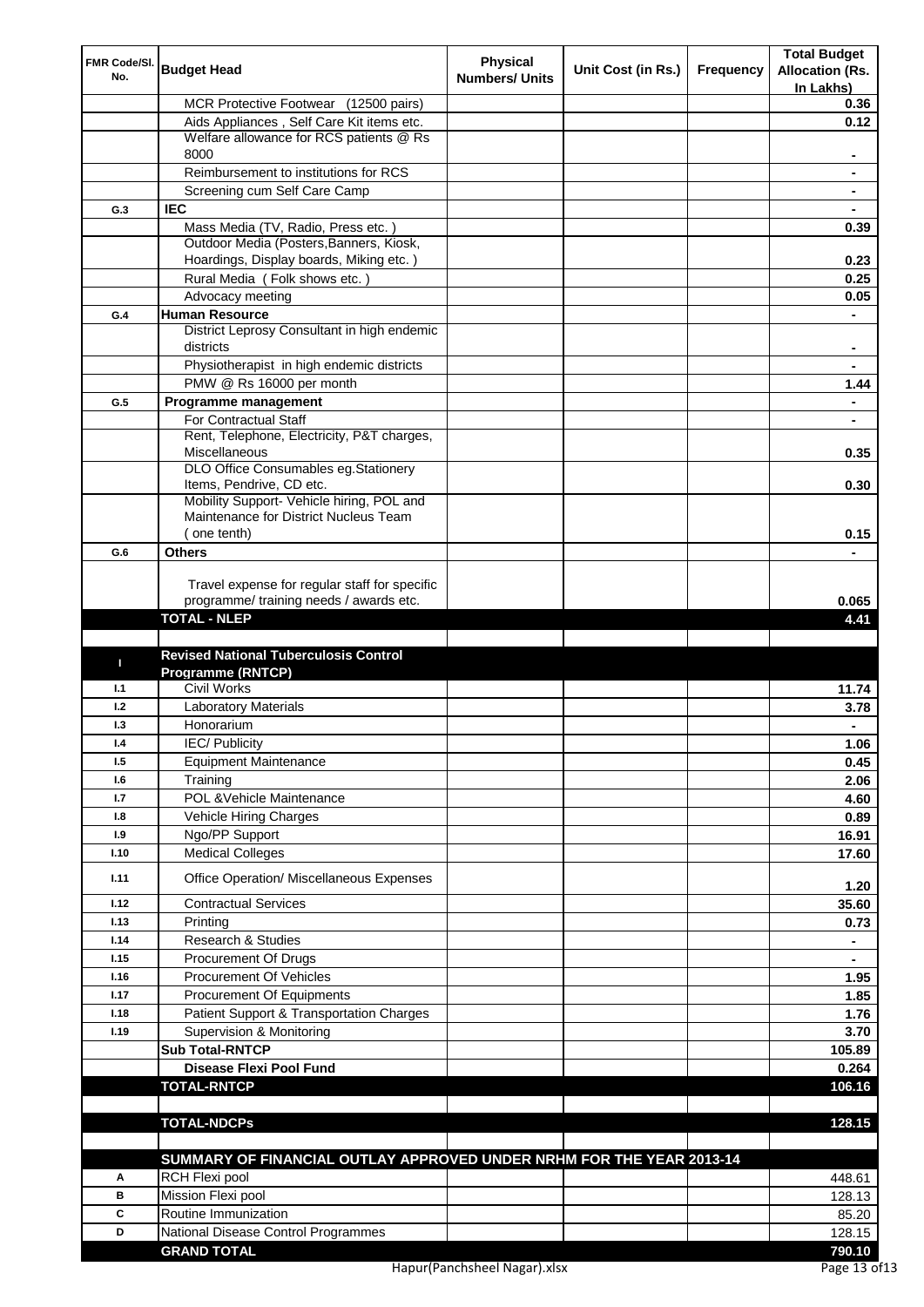| FMR Code/Sl. No. | Budget Head | Physical Numbers/ Units | Unit Cost (in Rs.) | Frequency | Total Budget Allocation (Rs. In Lakhs) |
|---|---|---|---|---|---|
| | MCR Protective Footwear (12500 pairs) | | | | 0.36 |
| | Aids Appliances , Self Care Kit items etc. | | | | 0.12 |
| | Welfare allowance for RCS patients @ Rs 8000 | | | | - |
| | Reimbursement to institutions for RCS | | | | - |
| | Screening cum Self Care Camp | | | | - |
| G.3 | **IEC** | | | | - |
| | Mass Media (TV, Radio, Press etc. ) | | | | 0.39 |
| | Outdoor Media (Posters,Banners, Kiosk, Hoardings, Display boards, Miking etc. ) | | | | 0.23 |
| | Rural Media ( Folk shows etc. ) | | | | 0.25 |
| | Advocacy meeting | | | | 0.05 |
| G.4 | **Human Resource** | | | | - |
| | District Leprosy Consultant in high endemic districts | | | | - |
| | Physiotherapist in high endemic districts | | | | - |
| | PMW @ Rs 16000 per month | | | | 1.44 |
| G.5 | **Programme management** | | | | - |
| | For Contractual Staff | | | | - |
| | Rent, Telephone, Electricity, P&T charges, Miscellaneous | | | | 0.35 |
| | DLO Office Consumables eg.Stationery Items, Pendrive, CD etc. | | | | 0.30 |
| | Mobility Support- Vehicle hiring, POL and Maintenance for District Nucleus Team ( one tenth) | | | | 0.15 |
| G.6 | **Others** | | | | - |
| | Travel expense for regular staff for specific programme/ training needs / awards etc. | | | | 0.065 |
| | **TOTAL - NLEP** | | | | **4.41** |
| | | | | | |
| **I** | **Revised National Tuberculosis Control Programme (RNTCP)** | | | | |
| I.1 | Civil Works | | | | 11.74 |
| I.2 | Laboratory Materials | | | | 3.78 |
| I.3 | Honorarium | | | | - |
| I.4 | IEC/ Publicity | | | | 1.06 |
| I.5 | Equipment Maintenance | | | | 0.45 |
| I.6 | Training | | | | 2.06 |
| I.7 | POL &Vehicle Maintenance | | | | 4.60 |
| I.8 | Vehicle Hiring Charges | | | | 0.89 |
| I.9 | Ngo/PP Support | | | | 16.91 |
| I.10 | Medical Colleges | | | | 17.60 |
| I.11 | Office Operation/ Miscellaneous Expenses | | | | 1.20 |
| I.12 | Contractual Services | | | | 35.60 |
| I.13 | Printing | | | | 0.73 |
| I.14 | Research & Studies | | | | - |
| I.15 | Procurement Of Drugs | | | | - |
| I.16 | Procurement Of Vehicles | | | | 1.95 |
| I.17 | Procurement Of Equipments | | | | 1.85 |
| I.18 | Patient Support & Transportation Charges | | | | 1.76 |
| I.19 | Supervision & Monitoring | | | | 3.70 |
| | **Sub Total-RNTCP** | | | | **105.89** |
| | **Disease Flexi Pool Fund** | | | | **0.264** |
| | **TOTAL-RNTCP** | | | | **106.16** |
| | | | | | |
| | **TOTAL-NDCPs** | | | | **128.15** |
| | | | | | |
| | **SUMMARY OF FINANCIAL OUTLAY APPROVED UNDER NRHM FOR THE YEAR 2013-14** | | | | |
| A | RCH Flexi pool | | | | 448.61 |
| B | Mission Flexi pool | | | | 128.13 |
| C | Routine Immunization | | | | 85.20 |
| D | National Disease Control Programmes | | | | 128.15 |
| | **GRAND TOTAL** | | | | **790.10** |